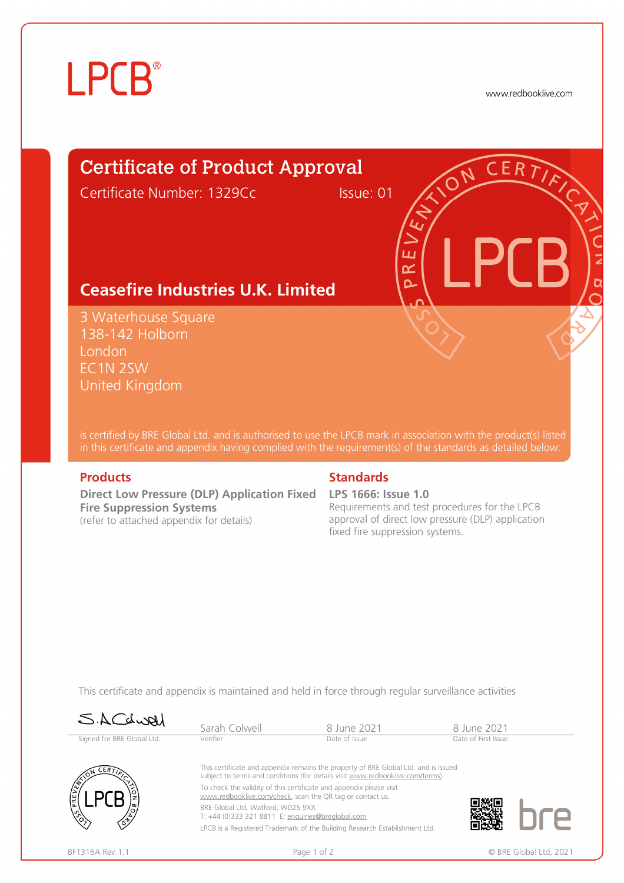# LPCB®

www.redbooklive.com

# Certificate of Product Approval

Certificate Number: 1329Cc    Issue: 01

## Ceasefire Industries U.K. Limited

3 Waterhouse Square
138-142 Holborn
London
EC1N 2SW
United Kingdom

is certified by BRE Global Ltd. and is authorised to use the LPCB mark in association with the product(s) listed in this certificate and appendix having complied with the requirement(s) of the standards as detailed below:

### Products

**Direct Low Pressure (DLP) Application Fixed Fire Suppression Systems**
(refer to attached appendix for details)

### Standards

**LPS 1666: Issue 1.0**
Requirements and test procedures for the LPCB approval of direct low pressure (DLP) application fixed fire suppression systems.

This certificate and appendix is maintained and held in force through regular surveillance activities

| Signed for BRE Global Ltd. | Sarah Colwell | 8 June 2021 | 8 June 2021 |
|---|---|---|---|
| | Verifier | Date of Issue | Date of First Issue |

This certificate and appendix remains the property of BRE Global Ltd. and is issued subject to terms and conditions (for details visit www.redbooklive.com/terms).

To check the validity of this certificate and appendix please visit www.redbooklive.com/check, scan the QR tag or contact us.

BRE Global Ltd, Watford, WD25 9XX
T: +44 (0)333 321 8811 E: enquiries@breglobal.com

LPCB is a Registered Trademark of the Building Research Establishment Ltd.

BF1316A Rev.1.1    © BRE Global Ltd, 2021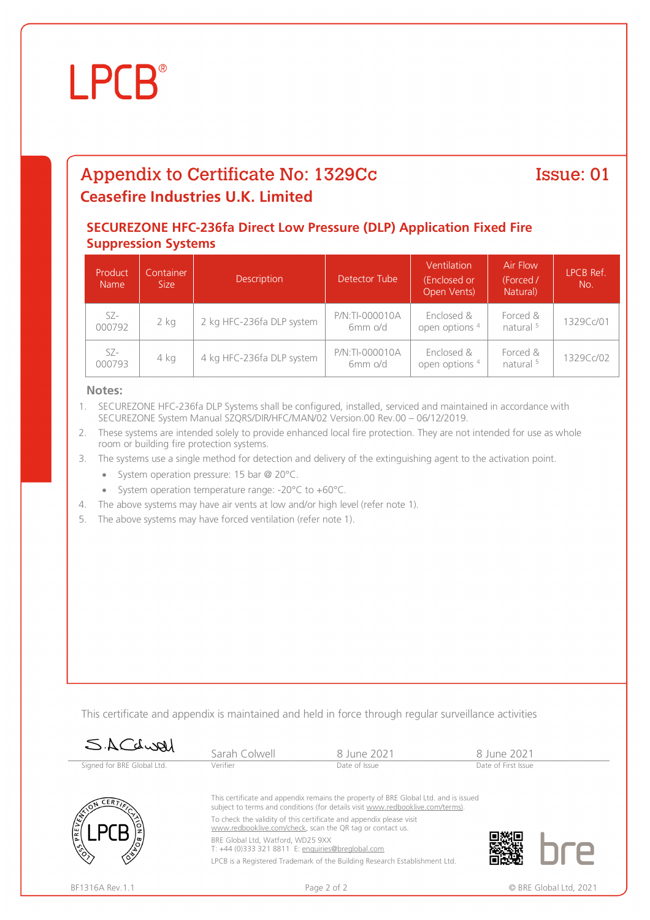LPCB®

# Appendix to Certificate No: 1329Cc

Issue: 01

## Ceasefire Industries U.K. Limited

### SECUREZONE HFC-236fa Direct Low Pressure (DLP) Application Fixed Fire Suppression Systems

| Product Name | Container Size | Description | Detector Tube | Ventilation (Enclosed or Open Vents) | Air Flow (Forced / Natural) | LPCB Ref. No. |
|---|---|---|---|---|---|---|
| SZ-000792 | 2 kg | 2 kg HFC-236fa DLP system | P/N:TI-000010A 6mm o/d | Enclosed & open options [4] | Forced & natural [5] | 1329Cc/01 |
| SZ-000793 | 4 kg | 4 kg HFC-236fa DLP system | P/N:TI-000010A 6mm o/d | Enclosed & open options [4] | Forced & natural [5] | 1329Cc/02 |

**Notes:**

1. SECUREZONE HFC-236fa DLP Systems shall be configured, installed, serviced and maintained in accordance with SECUREZONE System Manual SZQRS/DIR/HFC/MAN/02 Version.00 Rev.00 – 06/12/2019.
2. These systems are intended solely to provide enhanced local fire protection. They are not intended for use as whole room or building fire protection systems.
3. The systems use a single method for detection and delivery of the extinguishing agent to the activation point.
   - System operation pressure: 15 bar @ 20°C.
   - System operation temperature range: -20°C to +60°C.
4. The above systems may have air vents at low and/or high level (refer note 1).
5. The above systems may have forced ventilation (refer note 1).

This certificate and appendix is maintained and held in force through regular surveillance activities

| Signed for BRE Global Ltd. | Verifier | Date of Issue | Date of First Issue |
|---|---|---|---|
| S.A.Colwell | Sarah Colwell | 8 June 2021 | 8 June 2021 |

This certificate and appendix remains the property of BRE Global Ltd. and is issued subject to terms and conditions (for details visit www.redbooklive.com/terms).

To check the validity of this certificate and appendix please visit www.redbooklive.com/check, scan the QR tag or contact us.

BRE Global Ltd, Watford, WD25 9XX
T: +44 (0)333 321 8811 E: enquiries@breglobal.com

LPCB is a Registered Trademark of the Building Research Establishment Ltd.

BF1316A Rev.1.1

© BRE Global Ltd, 2021